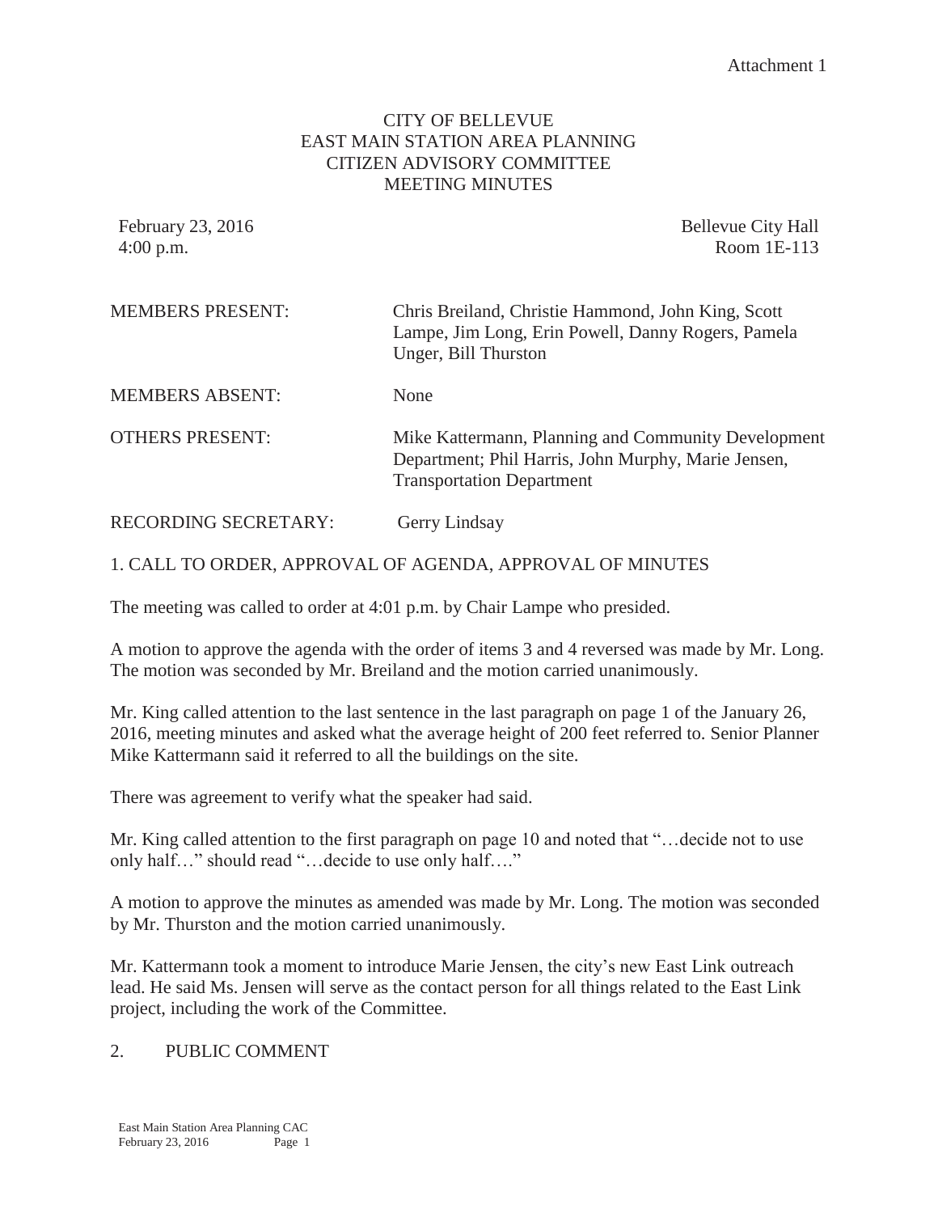Attachment 1

# CITY OF BELLEVUE
# EAST MAIN STATION AREA PLANNING
# CITIZEN ADVISORY COMMITTEE
# MEETING MINUTES

February 23, 2016
4:00 p.m.

Bellevue City Hall
Room 1E-113

| | |
|---|---|
| MEMBERS PRESENT: | Chris Breiland, Christie Hammond, John King, Scott Lampe, Jim Long, Erin Powell, Danny Rogers, Pamela Unger, Bill Thurston |
| MEMBERS ABSENT: | None |
| OTHERS PRESENT: | Mike Kattermann, Planning and Community Development Department; Phil Harris, John Murphy, Marie Jensen, Transportation Department |
| RECORDING SECRETARY: | Gerry Lindsay |

## 1. CALL TO ORDER, APPROVAL OF AGENDA, APPROVAL OF MINUTES

The meeting was called to order at 4:01 p.m. by Chair Lampe who presided.

A motion to approve the agenda with the order of items 3 and 4 reversed was made by Mr. Long. The motion was seconded by Mr. Breiland and the motion carried unanimously.

Mr. King called attention to the last sentence in the last paragraph on page 1 of the January 26, 2016, meeting minutes and asked what the average height of 200 feet referred to. Senior Planner Mike Kattermann said it referred to all the buildings on the site.

There was agreement to verify what the speaker had said.

Mr. King called attention to the first paragraph on page 10 and noted that "…decide not to use only half…" should read "…decide to use only half…."

A motion to approve the minutes as amended was made by Mr. Long. The motion was seconded by Mr. Thurston and the motion carried unanimously.

Mr. Kattermann took a moment to introduce Marie Jensen, the city's new East Link outreach lead. He said Ms. Jensen will serve as the contact person for all things related to the East Link project, including the work of the Committee.

## 2. PUBLIC COMMENT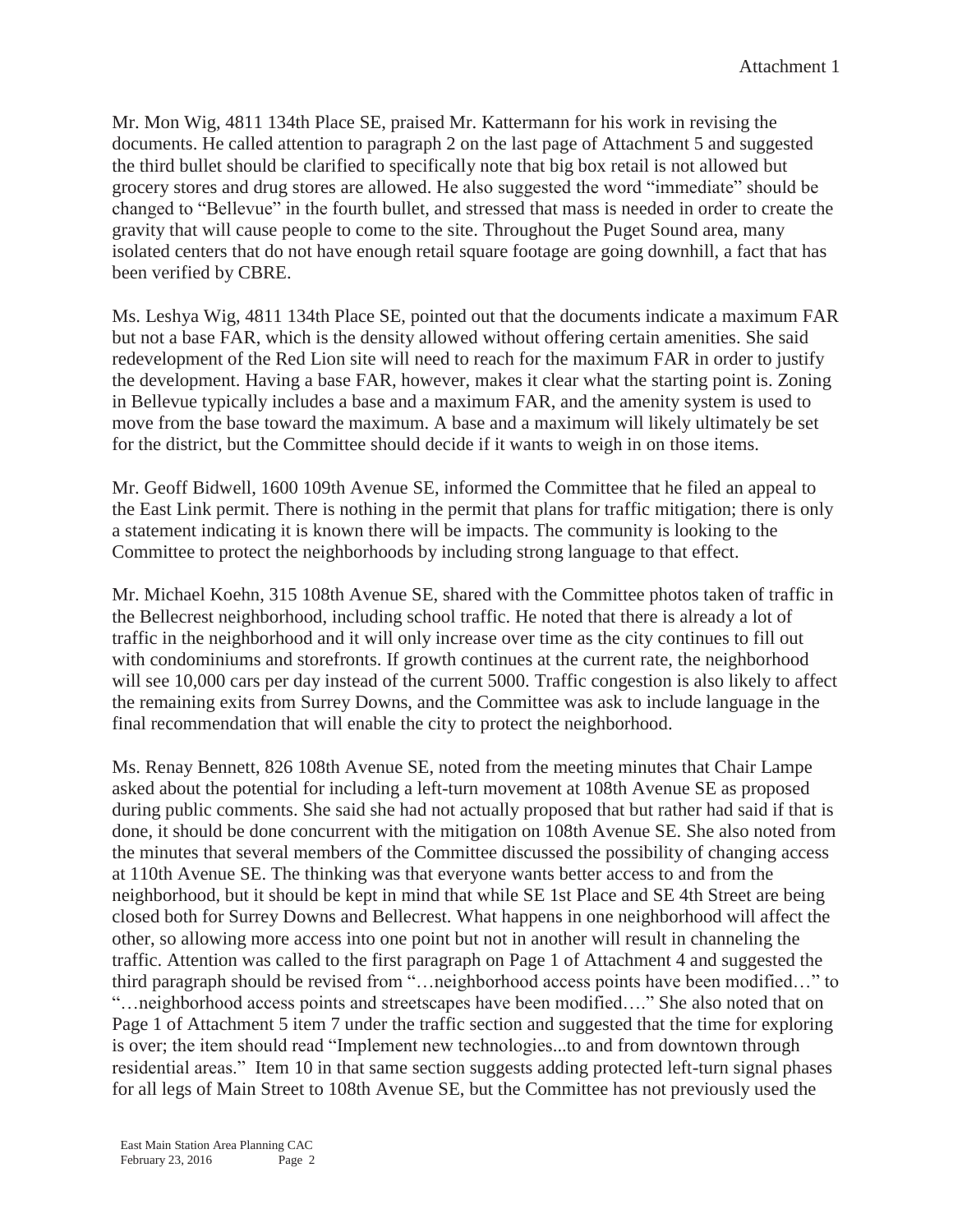Attachment 1

Mr. Mon Wig, 4811 134th Place SE, praised Mr. Kattermann for his work in revising the documents. He called attention to paragraph 2 on the last page of Attachment 5 and suggested the third bullet should be clarified to specifically note that big box retail is not allowed but grocery stores and drug stores are allowed. He also suggested the word "immediate" should be changed to "Bellevue" in the fourth bullet, and stressed that mass is needed in order to create the gravity that will cause people to come to the site. Throughout the Puget Sound area, many isolated centers that do not have enough retail square footage are going downhill, a fact that has been verified by CBRE.

Ms. Leshya Wig, 4811 134th Place SE, pointed out that the documents indicate a maximum FAR but not a base FAR, which is the density allowed without offering certain amenities. She said redevelopment of the Red Lion site will need to reach for the maximum FAR in order to justify the development. Having a base FAR, however, makes it clear what the starting point is. Zoning in Bellevue typically includes a base and a maximum FAR, and the amenity system is used to move from the base toward the maximum. A base and a maximum will likely ultimately be set for the district, but the Committee should decide if it wants to weigh in on those items.

Mr. Geoff Bidwell, 1600 109th Avenue SE, informed the Committee that he filed an appeal to the East Link permit. There is nothing in the permit that plans for traffic mitigation; there is only a statement indicating it is known there will be impacts. The community is looking to the Committee to protect the neighborhoods by including strong language to that effect.

Mr. Michael Koehn, 315 108th Avenue SE, shared with the Committee photos taken of traffic in the Bellecrest neighborhood, including school traffic. He noted that there is already a lot of traffic in the neighborhood and it will only increase over time as the city continues to fill out with condominiums and storefronts. If growth continues at the current rate, the neighborhood will see 10,000 cars per day instead of the current 5000. Traffic congestion is also likely to affect the remaining exits from Surrey Downs, and the Committee was ask to include language in the final recommendation that will enable the city to protect the neighborhood.

Ms. Renay Bennett, 826 108th Avenue SE, noted from the meeting minutes that Chair Lampe asked about the potential for including a left-turn movement at 108th Avenue SE as proposed during public comments. She said she had not actually proposed that but rather had said if that is done, it should be done concurrent with the mitigation on 108th Avenue SE. She also noted from the minutes that several members of the Committee discussed the possibility of changing access at 110th Avenue SE. The thinking was that everyone wants better access to and from the neighborhood, but it should be kept in mind that while SE 1st Place and SE 4th Street are being closed both for Surrey Downs and Bellecrest. What happens in one neighborhood will affect the other, so allowing more access into one point but not in another will result in channeling the traffic. Attention was called to the first paragraph on Page 1 of Attachment 4 and suggested the third paragraph should be revised from "…neighborhood access points have been modified…" to "…neighborhood access points and streetscapes have been modified…." She also noted that on Page 1 of Attachment 5 item 7 under the traffic section and suggested that the time for exploring is over; the item should read "Implement new technologies...to and from downtown through residential areas." Item 10 in that same section suggests adding protected left-turn signal phases for all legs of Main Street to 108th Avenue SE, but the Committee has not previously used the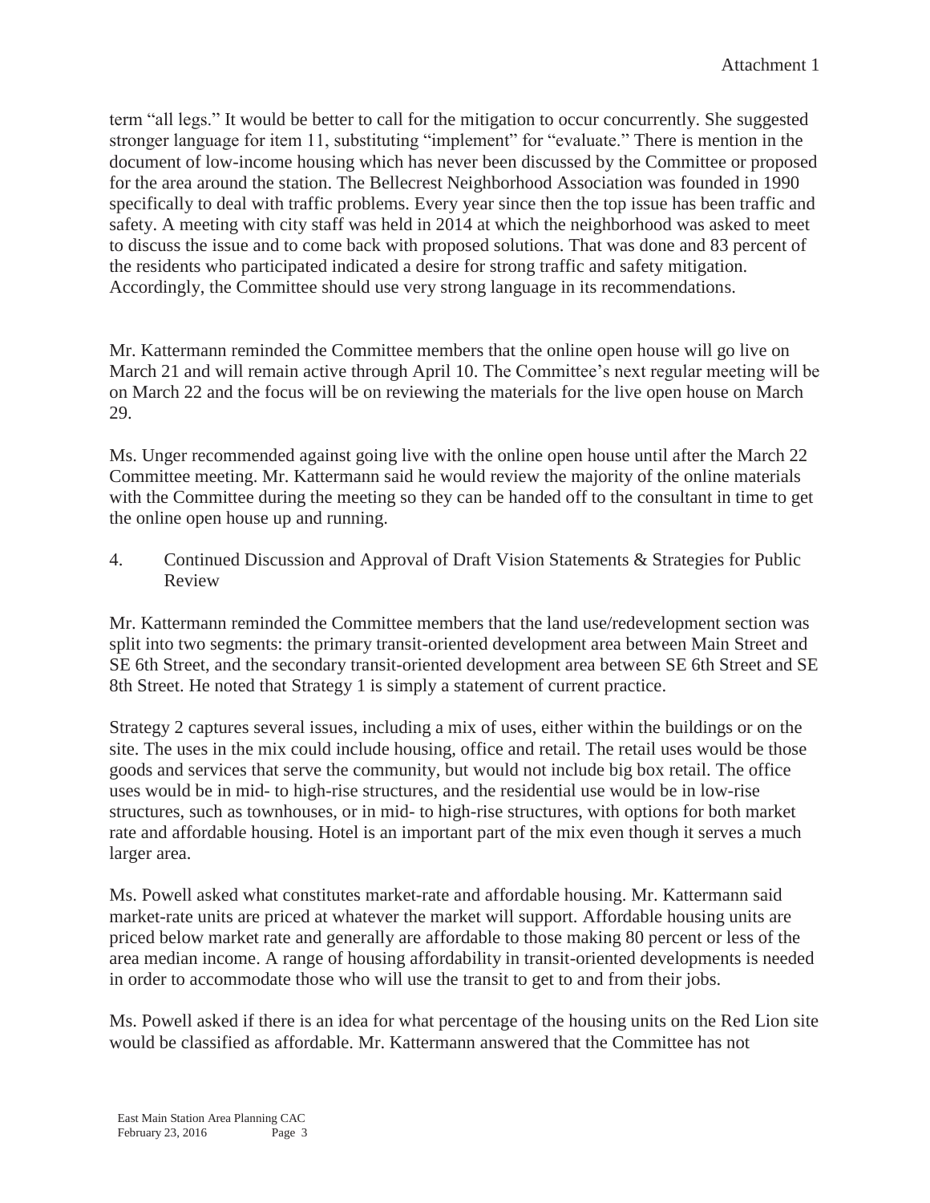term "all legs." It would be better to call for the mitigation to occur concurrently. She suggested stronger language for item 11, substituting "implement" for "evaluate." There is mention in the document of low-income housing which has never been discussed by the Committee or proposed for the area around the station. The Bellecrest Neighborhood Association was founded in 1990 specifically to deal with traffic problems. Every year since then the top issue has been traffic and safety. A meeting with city staff was held in 2014 at which the neighborhood was asked to meet to discuss the issue and to come back with proposed solutions. That was done and 83 percent of the residents who participated indicated a desire for strong traffic and safety mitigation. Accordingly, the Committee should use very strong language in its recommendations.

Mr. Kattermann reminded the Committee members that the online open house will go live on March 21 and will remain active through April 10. The Committee's next regular meeting will be on March 22 and the focus will be on reviewing the materials for the live open house on March 29.

Ms. Unger recommended against going live with the online open house until after the March 22 Committee meeting. Mr. Kattermann said he would review the majority of the online materials with the Committee during the meeting so they can be handed off to the consultant in time to get the online open house up and running.

4. Continued Discussion and Approval of Draft Vision Statements & Strategies for Public Review

Mr. Kattermann reminded the Committee members that the land use/redevelopment section was split into two segments: the primary transit-oriented development area between Main Street and SE 6th Street, and the secondary transit-oriented development area between SE 6th Street and SE 8th Street. He noted that Strategy 1 is simply a statement of current practice.

Strategy 2 captures several issues, including a mix of uses, either within the buildings or on the site. The uses in the mix could include housing, office and retail. The retail uses would be those goods and services that serve the community, but would not include big box retail. The office uses would be in mid- to high-rise structures, and the residential use would be in low-rise structures, such as townhouses, or in mid- to high-rise structures, with options for both market rate and affordable housing. Hotel is an important part of the mix even though it serves a much larger area.

Ms. Powell asked what constitutes market-rate and affordable housing. Mr. Kattermann said market-rate units are priced at whatever the market will support. Affordable housing units are priced below market rate and generally are affordable to those making 80 percent or less of the area median income. A range of housing affordability in transit-oriented developments is needed in order to accommodate those who will use the transit to get to and from their jobs.

Ms. Powell asked if there is an idea for what percentage of the housing units on the Red Lion site would be classified as affordable. Mr. Kattermann answered that the Committee has not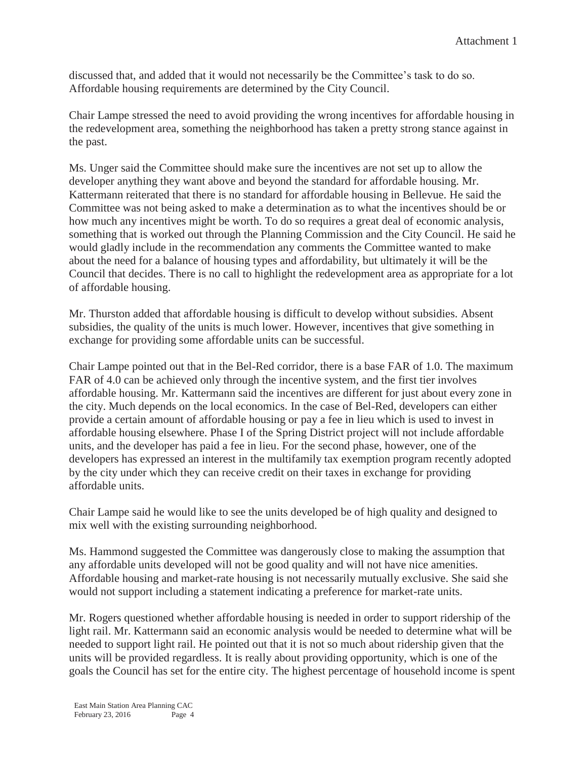discussed that, and added that it would not necessarily be the Committee's task to do so. Affordable housing requirements are determined by the City Council.

Chair Lampe stressed the need to avoid providing the wrong incentives for affordable housing in the redevelopment area, something the neighborhood has taken a pretty strong stance against in the past.

Ms. Unger said the Committee should make sure the incentives are not set up to allow the developer anything they want above and beyond the standard for affordable housing. Mr. Kattermann reiterated that there is no standard for affordable housing in Bellevue. He said the Committee was not being asked to make a determination as to what the incentives should be or how much any incentives might be worth. To do so requires a great deal of economic analysis, something that is worked out through the Planning Commission and the City Council. He said he would gladly include in the recommendation any comments the Committee wanted to make about the need for a balance of housing types and affordability, but ultimately it will be the Council that decides. There is no call to highlight the redevelopment area as appropriate for a lot of affordable housing.

Mr. Thurston added that affordable housing is difficult to develop without subsidies. Absent subsidies, the quality of the units is much lower. However, incentives that give something in exchange for providing some affordable units can be successful.

Chair Lampe pointed out that in the Bel-Red corridor, there is a base FAR of 1.0. The maximum FAR of 4.0 can be achieved only through the incentive system, and the first tier involves affordable housing. Mr. Kattermann said the incentives are different for just about every zone in the city. Much depends on the local economics. In the case of Bel-Red, developers can either provide a certain amount of affordable housing or pay a fee in lieu which is used to invest in affordable housing elsewhere. Phase I of the Spring District project will not include affordable units, and the developer has paid a fee in lieu. For the second phase, however, one of the developers has expressed an interest in the multifamily tax exemption program recently adopted by the city under which they can receive credit on their taxes in exchange for providing affordable units.

Chair Lampe said he would like to see the units developed be of high quality and designed to mix well with the existing surrounding neighborhood.

Ms. Hammond suggested the Committee was dangerously close to making the assumption that any affordable units developed will not be good quality and will not have nice amenities. Affordable housing and market-rate housing is not necessarily mutually exclusive. She said she would not support including a statement indicating a preference for market-rate units.

Mr. Rogers questioned whether affordable housing is needed in order to support ridership of the light rail. Mr. Kattermann said an economic analysis would be needed to determine what will be needed to support light rail. He pointed out that it is not so much about ridership given that the units will be provided regardless. It is really about providing opportunity, which is one of the goals the Council has set for the entire city. The highest percentage of household income is spent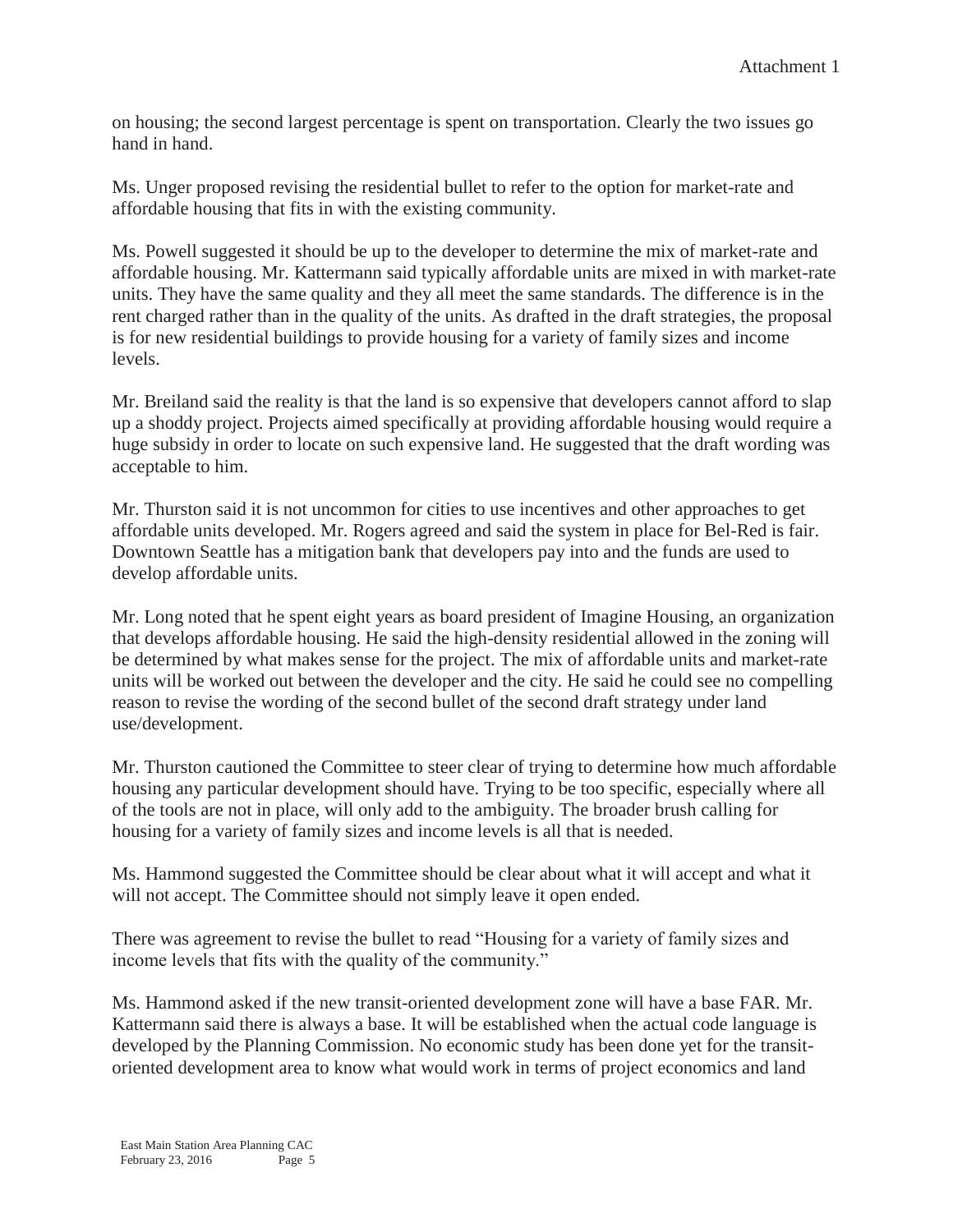on housing; the second largest percentage is spent on transportation. Clearly the two issues go hand in hand.

Ms. Unger proposed revising the residential bullet to refer to the option for market-rate and affordable housing that fits in with the existing community.

Ms. Powell suggested it should be up to the developer to determine the mix of market-rate and affordable housing. Mr. Kattermann said typically affordable units are mixed in with market-rate units. They have the same quality and they all meet the same standards. The difference is in the rent charged rather than in the quality of the units. As drafted in the draft strategies, the proposal is for new residential buildings to provide housing for a variety of family sizes and income levels.

Mr. Breiland said the reality is that the land is so expensive that developers cannot afford to slap up a shoddy project. Projects aimed specifically at providing affordable housing would require a huge subsidy in order to locate on such expensive land. He suggested that the draft wording was acceptable to him.

Mr. Thurston said it is not uncommon for cities to use incentives and other approaches to get affordable units developed. Mr. Rogers agreed and said the system in place for Bel-Red is fair. Downtown Seattle has a mitigation bank that developers pay into and the funds are used to develop affordable units.

Mr. Long noted that he spent eight years as board president of Imagine Housing, an organization that develops affordable housing. He said the high-density residential allowed in the zoning will be determined by what makes sense for the project. The mix of affordable units and market-rate units will be worked out between the developer and the city. He said he could see no compelling reason to revise the wording of the second bullet of the second draft strategy under land use/development.

Mr. Thurston cautioned the Committee to steer clear of trying to determine how much affordable housing any particular development should have. Trying to be too specific, especially where all of the tools are not in place, will only add to the ambiguity. The broader brush calling for housing for a variety of family sizes and income levels is all that is needed.

Ms. Hammond suggested the Committee should be clear about what it will accept and what it will not accept. The Committee should not simply leave it open ended.

There was agreement to revise the bullet to read "Housing for a variety of family sizes and income levels that fits with the quality of the community."

Ms. Hammond asked if the new transit-oriented development zone will have a base FAR. Mr. Kattermann said there is always a base. It will be established when the actual code language is developed by the Planning Commission. No economic study has been done yet for the transit-oriented development area to know what would work in terms of project economics and land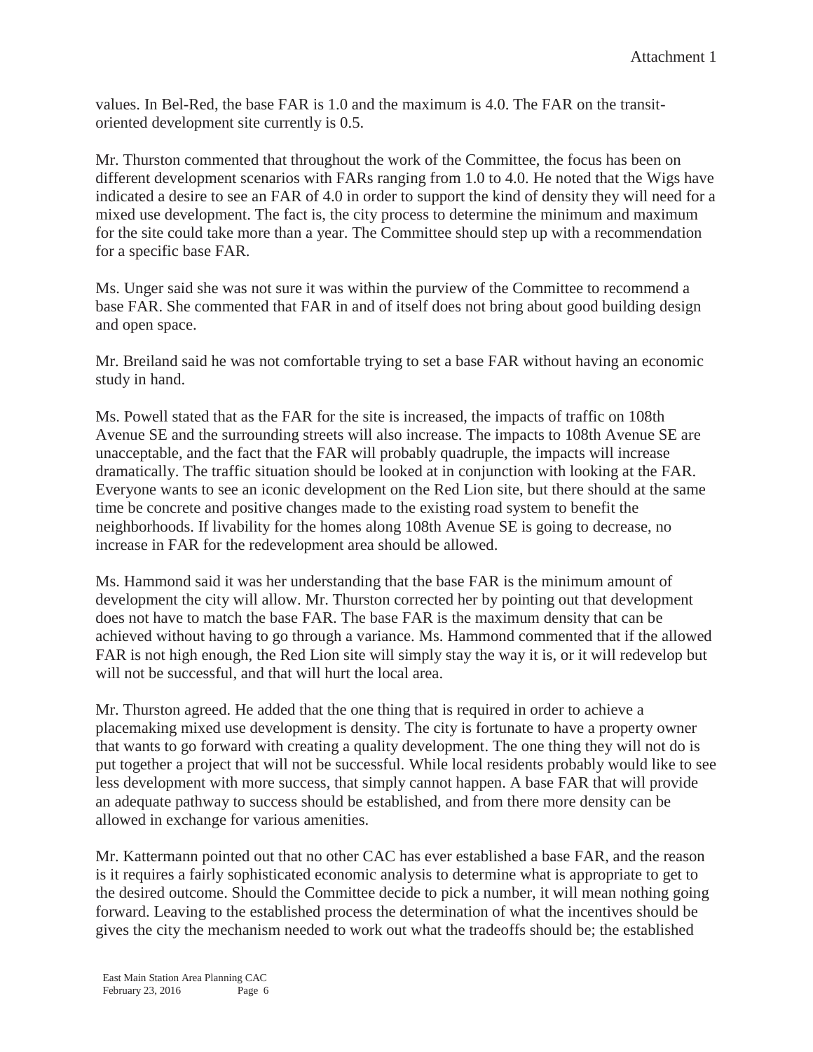values. In Bel-Red, the base FAR is 1.0 and the maximum is 4.0. The FAR on the transit-oriented development site currently is 0.5.

Mr. Thurston commented that throughout the work of the Committee, the focus has been on different development scenarios with FARs ranging from 1.0 to 4.0. He noted that the Wigs have indicated a desire to see an FAR of 4.0 in order to support the kind of density they will need for a mixed use development. The fact is, the city process to determine the minimum and maximum for the site could take more than a year. The Committee should step up with a recommendation for a specific base FAR.

Ms. Unger said she was not sure it was within the purview of the Committee to recommend a base FAR. She commented that FAR in and of itself does not bring about good building design and open space.

Mr. Breiland said he was not comfortable trying to set a base FAR without having an economic study in hand.

Ms. Powell stated that as the FAR for the site is increased, the impacts of traffic on 108th Avenue SE and the surrounding streets will also increase. The impacts to 108th Avenue SE are unacceptable, and the fact that the FAR will probably quadruple, the impacts will increase dramatically. The traffic situation should be looked at in conjunction with looking at the FAR. Everyone wants to see an iconic development on the Red Lion site, but there should at the same time be concrete and positive changes made to the existing road system to benefit the neighborhoods. If livability for the homes along 108th Avenue SE is going to decrease, no increase in FAR for the redevelopment area should be allowed.

Ms. Hammond said it was her understanding that the base FAR is the minimum amount of development the city will allow. Mr. Thurston corrected her by pointing out that development does not have to match the base FAR. The base FAR is the maximum density that can be achieved without having to go through a variance. Ms. Hammond commented that if the allowed FAR is not high enough, the Red Lion site will simply stay the way it is, or it will redevelop but will not be successful, and that will hurt the local area.

Mr. Thurston agreed. He added that the one thing that is required in order to achieve a placemaking mixed use development is density. The city is fortunate to have a property owner that wants to go forward with creating a quality development. The one thing they will not do is put together a project that will not be successful. While local residents probably would like to see less development with more success, that simply cannot happen. A base FAR that will provide an adequate pathway to success should be established, and from there more density can be allowed in exchange for various amenities.

Mr. Kattermann pointed out that no other CAC has ever established a base FAR, and the reason is it requires a fairly sophisticated economic analysis to determine what is appropriate to get to the desired outcome. Should the Committee decide to pick a number, it will mean nothing going forward. Leaving to the established process the determination of what the incentives should be gives the city the mechanism needed to work out what the tradeoffs should be; the established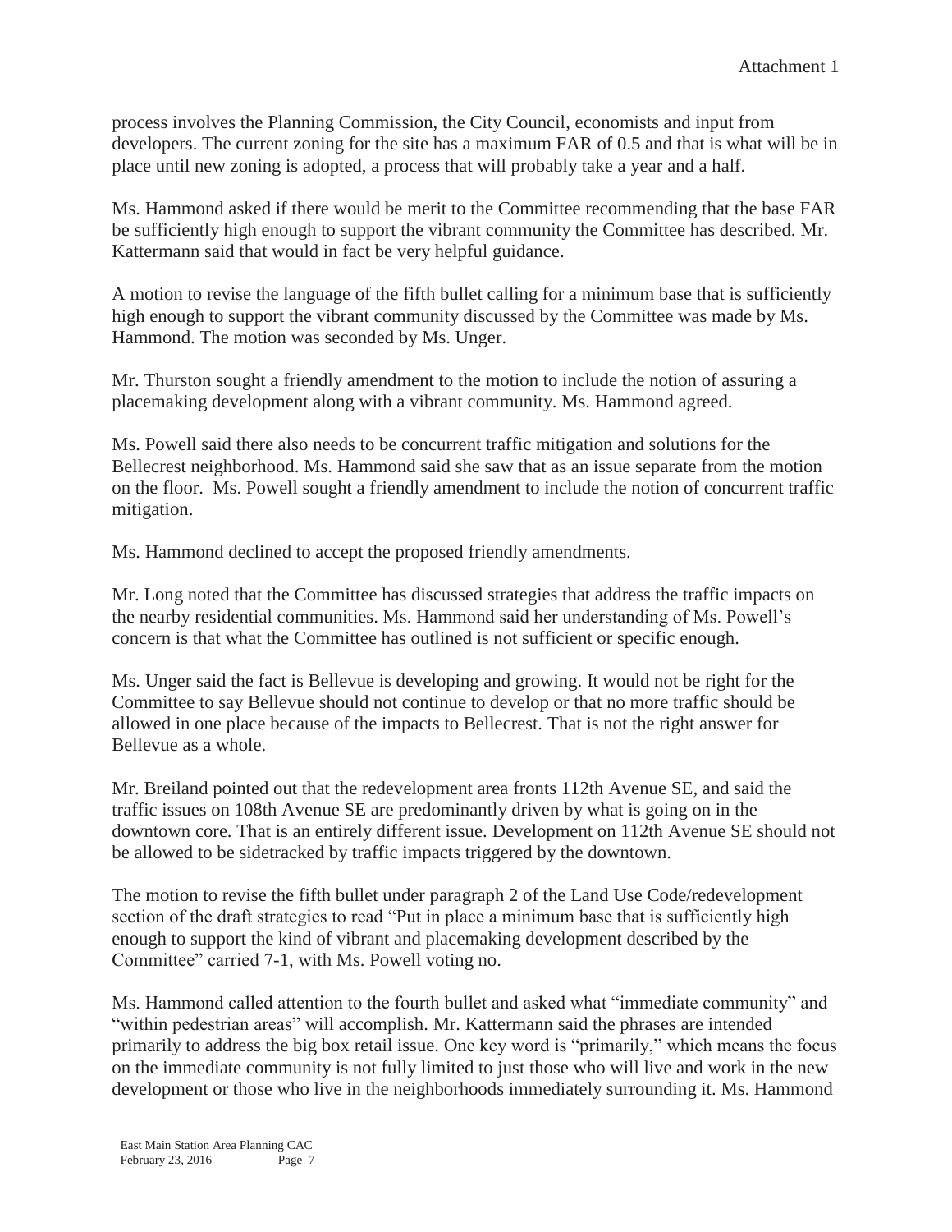process involves the Planning Commission, the City Council, economists and input from developers. The current zoning for the site has a maximum FAR of 0.5 and that is what will be in place until new zoning is adopted, a process that will probably take a year and a half.

Ms. Hammond asked if there would be merit to the Committee recommending that the base FAR be sufficiently high enough to support the vibrant community the Committee has described. Mr. Kattermann said that would in fact be very helpful guidance.

A motion to revise the language of the fifth bullet calling for a minimum base that is sufficiently high enough to support the vibrant community discussed by the Committee was made by Ms. Hammond. The motion was seconded by Ms. Unger.

Mr. Thurston sought a friendly amendment to the motion to include the notion of assuring a placemaking development along with a vibrant community. Ms. Hammond agreed.

Ms. Powell said there also needs to be concurrent traffic mitigation and solutions for the Bellecrest neighborhood. Ms. Hammond said she saw that as an issue separate from the motion on the floor. Ms. Powell sought a friendly amendment to include the notion of concurrent traffic mitigation.

Ms. Hammond declined to accept the proposed friendly amendments.

Mr. Long noted that the Committee has discussed strategies that address the traffic impacts on the nearby residential communities. Ms. Hammond said her understanding of Ms. Powell's concern is that what the Committee has outlined is not sufficient or specific enough.

Ms. Unger said the fact is Bellevue is developing and growing. It would not be right for the Committee to say Bellevue should not continue to develop or that no more traffic should be allowed in one place because of the impacts to Bellecrest. That is not the right answer for Bellevue as a whole.

Mr. Breiland pointed out that the redevelopment area fronts 112th Avenue SE, and said the traffic issues on 108th Avenue SE are predominantly driven by what is going on in the downtown core. That is an entirely different issue. Development on 112th Avenue SE should not be allowed to be sidetracked by traffic impacts triggered by the downtown.

The motion to revise the fifth bullet under paragraph 2 of the Land Use Code/redevelopment section of the draft strategies to read "Put in place a minimum base that is sufficiently high enough to support the kind of vibrant and placemaking development described by the Committee" carried 7-1, with Ms. Powell voting no.

Ms. Hammond called attention to the fourth bullet and asked what "immediate community" and "within pedestrian areas" will accomplish. Mr. Kattermann said the phrases are intended primarily to address the big box retail issue. One key word is "primarily," which means the focus on the immediate community is not fully limited to just those who will live and work in the new development or those who live in the neighborhoods immediately surrounding it. Ms. Hammond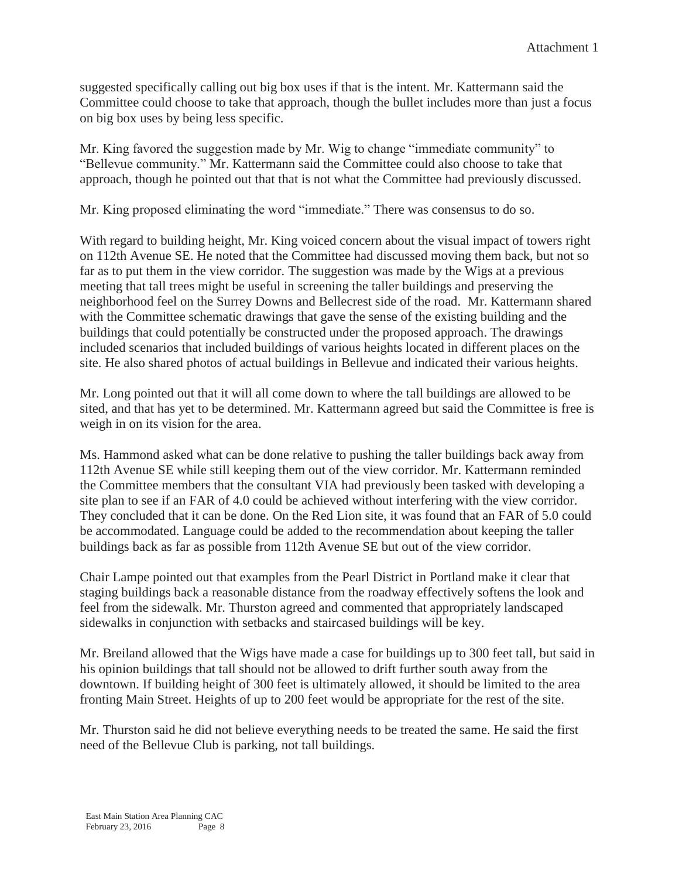suggested specifically calling out big box uses if that is the intent. Mr. Kattermann said the Committee could choose to take that approach, though the bullet includes more than just a focus on big box uses by being less specific.

Mr. King favored the suggestion made by Mr. Wig to change "immediate community" to "Bellevue community." Mr. Kattermann said the Committee could also choose to take that approach, though he pointed out that that is not what the Committee had previously discussed.

Mr. King proposed eliminating the word "immediate." There was consensus to do so.

With regard to building height, Mr. King voiced concern about the visual impact of towers right on 112th Avenue SE. He noted that the Committee had discussed moving them back, but not so far as to put them in the view corridor. The suggestion was made by the Wigs at a previous meeting that tall trees might be useful in screening the taller buildings and preserving the neighborhood feel on the Surrey Downs and Bellecrest side of the road. Mr. Kattermann shared with the Committee schematic drawings that gave the sense of the existing building and the buildings that could potentially be constructed under the proposed approach. The drawings included scenarios that included buildings of various heights located in different places on the site. He also shared photos of actual buildings in Bellevue and indicated their various heights.

Mr. Long pointed out that it will all come down to where the tall buildings are allowed to be sited, and that has yet to be determined. Mr. Kattermann agreed but said the Committee is free is weigh in on its vision for the area.

Ms. Hammond asked what can be done relative to pushing the taller buildings back away from 112th Avenue SE while still keeping them out of the view corridor. Mr. Kattermann reminded the Committee members that the consultant VIA had previously been tasked with developing a site plan to see if an FAR of 4.0 could be achieved without interfering with the view corridor. They concluded that it can be done. On the Red Lion site, it was found that an FAR of 5.0 could be accommodated. Language could be added to the recommendation about keeping the taller buildings back as far as possible from 112th Avenue SE but out of the view corridor.

Chair Lampe pointed out that examples from the Pearl District in Portland make it clear that staging buildings back a reasonable distance from the roadway effectively softens the look and feel from the sidewalk. Mr. Thurston agreed and commented that appropriately landscaped sidewalks in conjunction with setbacks and staircased buildings will be key.

Mr. Breiland allowed that the Wigs have made a case for buildings up to 300 feet tall, but said in his opinion buildings that tall should not be allowed to drift further south away from the downtown. If building height of 300 feet is ultimately allowed, it should be limited to the area fronting Main Street. Heights of up to 200 feet would be appropriate for the rest of the site.

Mr. Thurston said he did not believe everything needs to be treated the same. He said the first need of the Bellevue Club is parking, not tall buildings.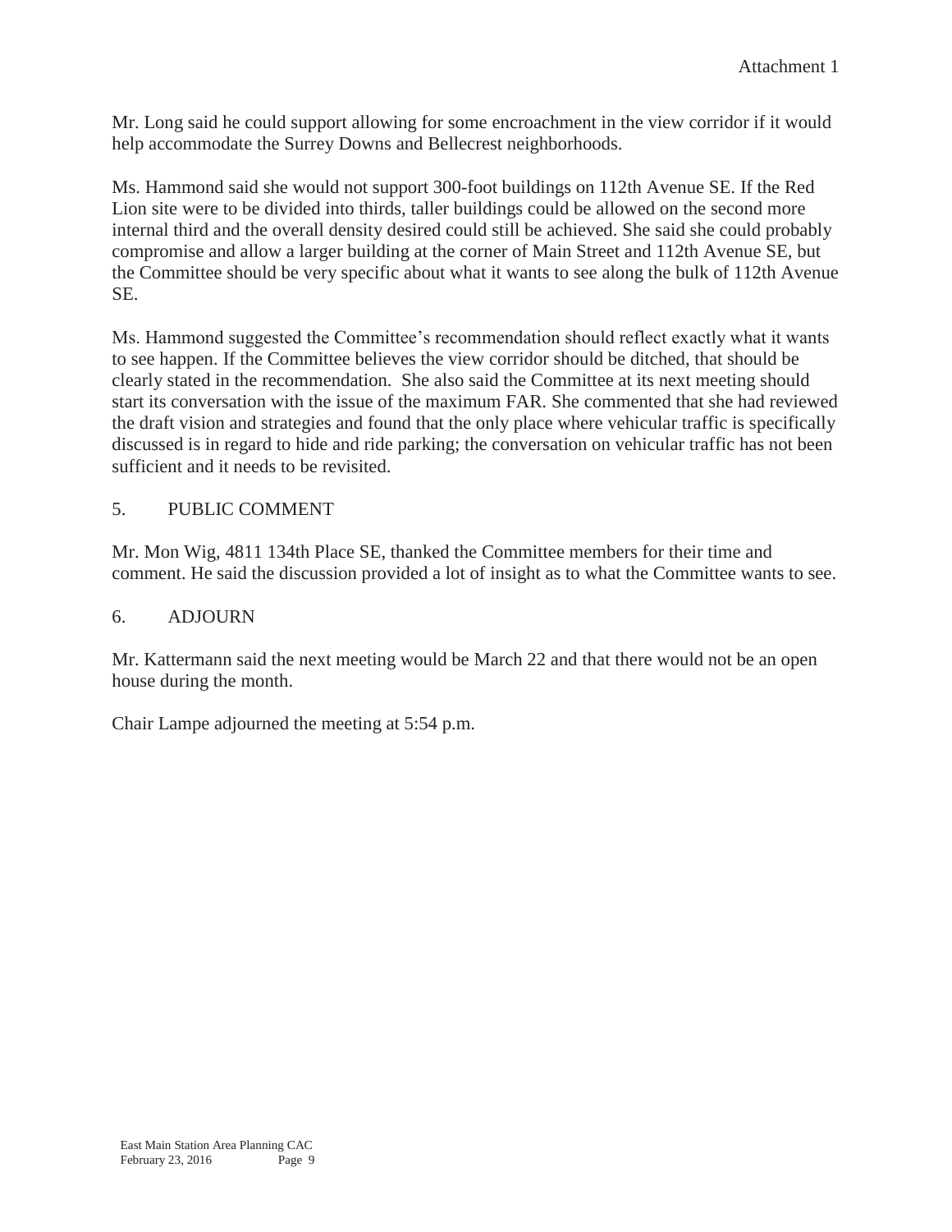Mr. Long said he could support allowing for some encroachment in the view corridor if it would help accommodate the Surrey Downs and Bellecrest neighborhoods.

Ms. Hammond said she would not support 300-foot buildings on 112th Avenue SE. If the Red Lion site were to be divided into thirds, taller buildings could be allowed on the second more internal third and the overall density desired could still be achieved. She said she could probably compromise and allow a larger building at the corner of Main Street and 112th Avenue SE, but the Committee should be very specific about what it wants to see along the bulk of 112th Avenue SE.

Ms. Hammond suggested the Committee's recommendation should reflect exactly what it wants to see happen. If the Committee believes the view corridor should be ditched, that should be clearly stated in the recommendation. She also said the Committee at its next meeting should start its conversation with the issue of the maximum FAR. She commented that she had reviewed the draft vision and strategies and found that the only place where vehicular traffic is specifically discussed is in regard to hide and ride parking; the conversation on vehicular traffic has not been sufficient and it needs to be revisited.

5. PUBLIC COMMENT

Mr. Mon Wig, 4811 134th Place SE, thanked the Committee members for their time and comment. He said the discussion provided a lot of insight as to what the Committee wants to see.

6. ADJOURN

Mr. Kattermann said the next meeting would be March 22 and that there would not be an open house during the month.

Chair Lampe adjourned the meeting at 5:54 p.m.